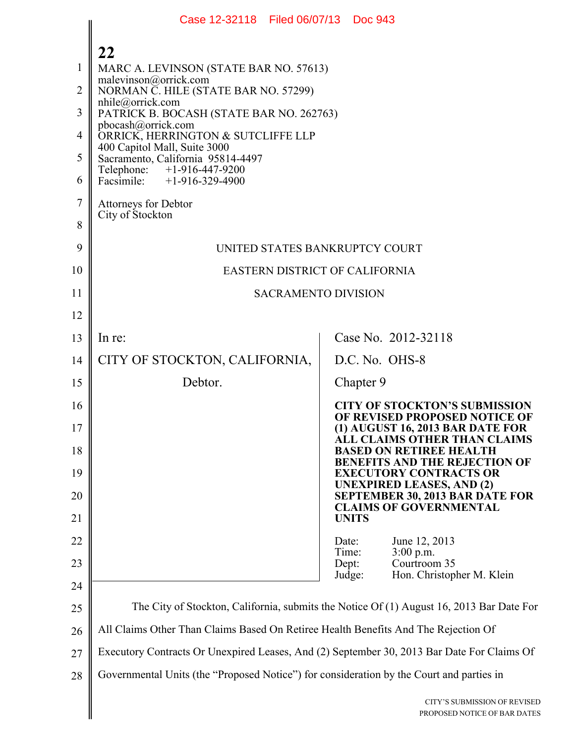MARC A. LEVINSON (STATE BAR NO. 57613)
malevinson@orrick.com
NORMAN C. HILE (STATE BAR NO. 57299)
nhile@orrick.com
PATRICK B. BOCASH (STATE BAR NO. 262763)
pbocash@orrick.com
ORRICK, HERRINGTON & SUTCLIFFE LLP
400 Capitol Mall, Suite 3000
Sacramento, California 95814-4497
Telephone: +1-916-447-9200
Facsimile: +1-916-329-4900

Attorneys for Debtor
City of Stockton

UNITED STATES BANKRUPTCY COURT

EASTERN DISTRICT OF CALIFORNIA

SACRAMENTO DIVISION

| | |
|---|---|
| In re:<br><br>CITY OF STOCKTON, CALIFORNIA,<br><br>Debtor. | Case No. 2012-32118<br><br>D.C. No. OHS-8<br><br>Chapter 9<br><br>**CITY OF STOCKTON'S SUBMISSION OF REVISED PROPOSED NOTICE OF (1) AUGUST 16, 2013 BAR DATE FOR ALL CLAIMS OTHER THAN CLAIMS BASED ON RETIREE HEALTH BENEFITS AND THE REJECTION OF EXECUTORY CONTRACTS OR UNEXPIRED LEASES, AND (2) SEPTEMBER 30, 2013 BAR DATE FOR CLAIMS OF GOVERNMENTAL UNITS**<br><br>Date: June 12, 2013<br>Time: 3:00 p.m.<br>Dept: Courtroom 35<br>Judge: Hon. Christopher M. Klein |

The City of Stockton, California, submits the Notice Of (1) August 16, 2013 Bar Date For All Claims Other Than Claims Based On Retiree Health Benefits And The Rejection Of Executory Contracts Or Unexpired Leases, And (2) September 30, 2013 Bar Date For Claims Of Governmental Units (the "Proposed Notice") for consideration by the Court and parties in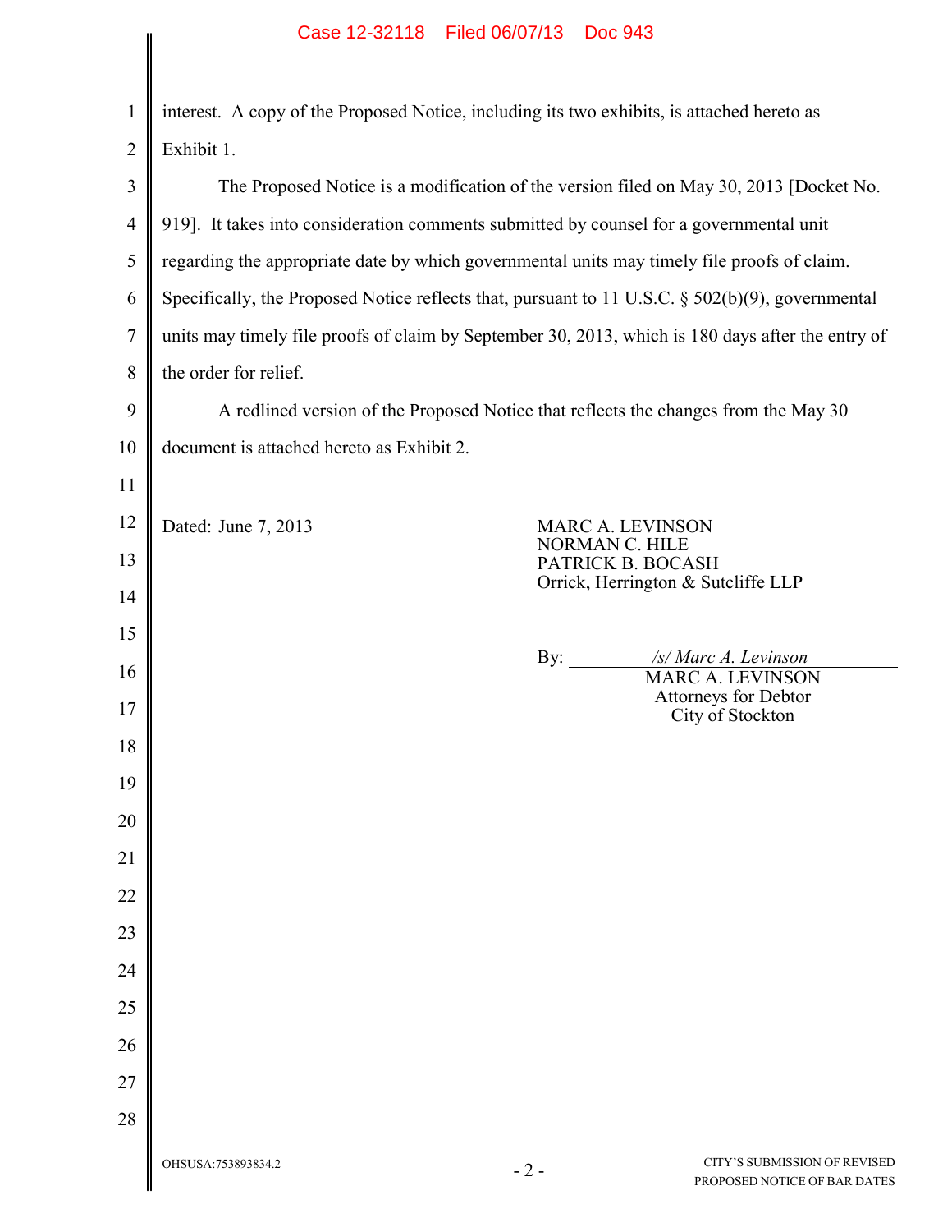interest. A copy of the Proposed Notice, including its two exhibits, is attached hereto as Exhibit 1.

The Proposed Notice is a modification of the version filed on May 30, 2013 [Docket No. 919]. It takes into consideration comments submitted by counsel for a governmental unit regarding the appropriate date by which governmental units may timely file proofs of claim. Specifically, the Proposed Notice reflects that, pursuant to 11 U.S.C. § 502(b)(9), governmental units may timely file proofs of claim by September 30, 2013, which is 180 days after the entry of the order for relief.

A redlined version of the Proposed Notice that reflects the changes from the May 30 document is attached hereto as Exhibit 2.

Dated: June 7, 2013

MARC A. LEVINSON
NORMAN C. HILE
PATRICK B. BOCASH
Orrick, Herrington & Sutcliffe LLP

By: */s/ Marc A. Levinson*
MARC A. LEVINSON
Attorneys for Debtor
City of Stockton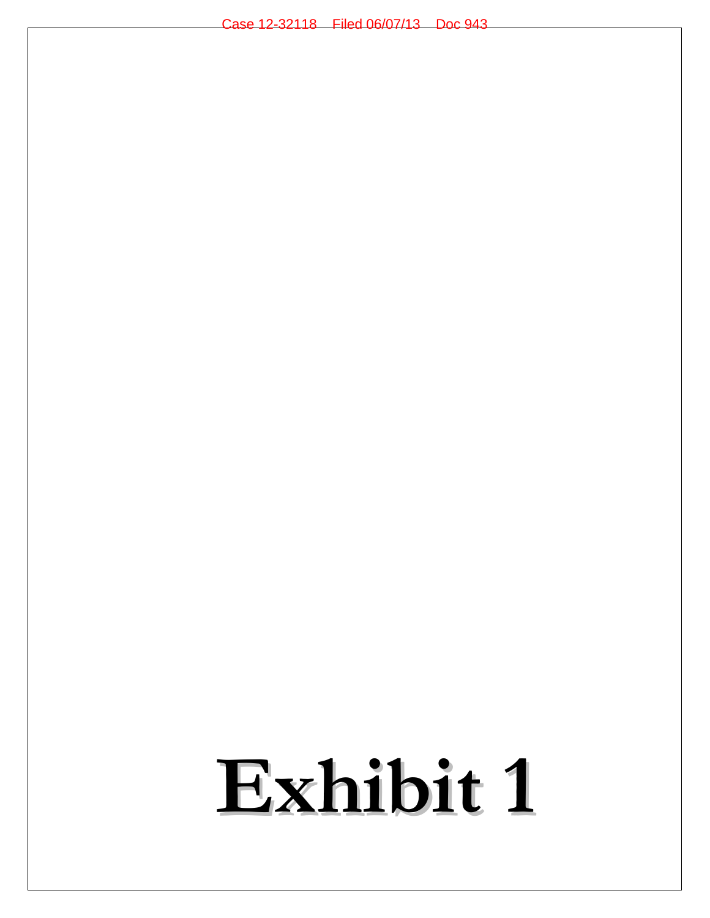# Exhibit 1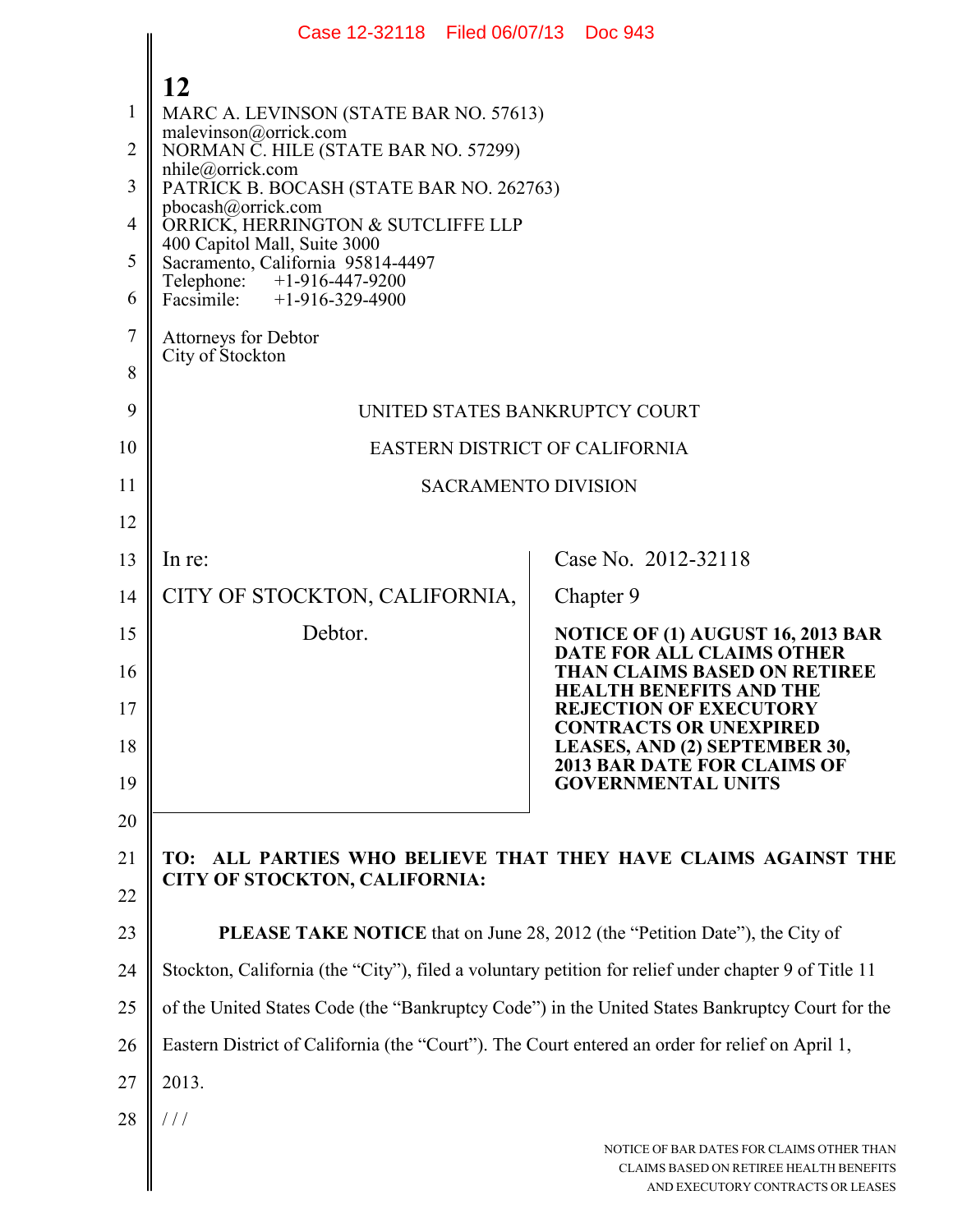12

MARC A. LEVINSON (STATE BAR NO. 57613)
malevinson@orrick.com
NORMAN C. HILE (STATE BAR NO. 57299)
nhile@orrick.com
PATRICK B. BOCASH (STATE BAR NO. 262763)
pbocash@orrick.com
ORRICK, HERRINGTON & SUTCLIFFE LLP
400 Capitol Mall, Suite 3000
Sacramento, California 95814-4497
Telephone: +1-916-447-9200
Facsimile: +1-916-329-4900

Attorneys for Debtor
City of Stockton

UNITED STATES BANKRUPTCY COURT

EASTERN DISTRICT OF CALIFORNIA

SACRAMENTO DIVISION

| | |
|---|---|
| In re:<br><br>CITY OF STOCKTON, CALIFORNIA,<br><br>Debtor. | Case No. 2012-32118<br><br>Chapter 9<br><br>**NOTICE OF (1) AUGUST 16, 2013 BAR DATE FOR ALL CLAIMS OTHER THAN CLAIMS BASED ON RETIREE HEALTH BENEFITS AND THE REJECTION OF EXECUTORY CONTRACTS OR UNEXPIRED LEASES, AND (2) SEPTEMBER 30, 2013 BAR DATE FOR CLAIMS OF GOVERNMENTAL UNITS** |

**TO: ALL PARTIES WHO BELIEVE THAT THEY HAVE CLAIMS AGAINST THE CITY OF STOCKTON, CALIFORNIA:**

**PLEASE TAKE NOTICE** that on June 28, 2012 (the "Petition Date"), the City of Stockton, California (the "City"), filed a voluntary petition for relief under chapter 9 of Title 11 of the United States Code (the "Bankruptcy Code") in the United States Bankruptcy Court for the Eastern District of California (the "Court"). The Court entered an order for relief on April 1, 2013.

/ / /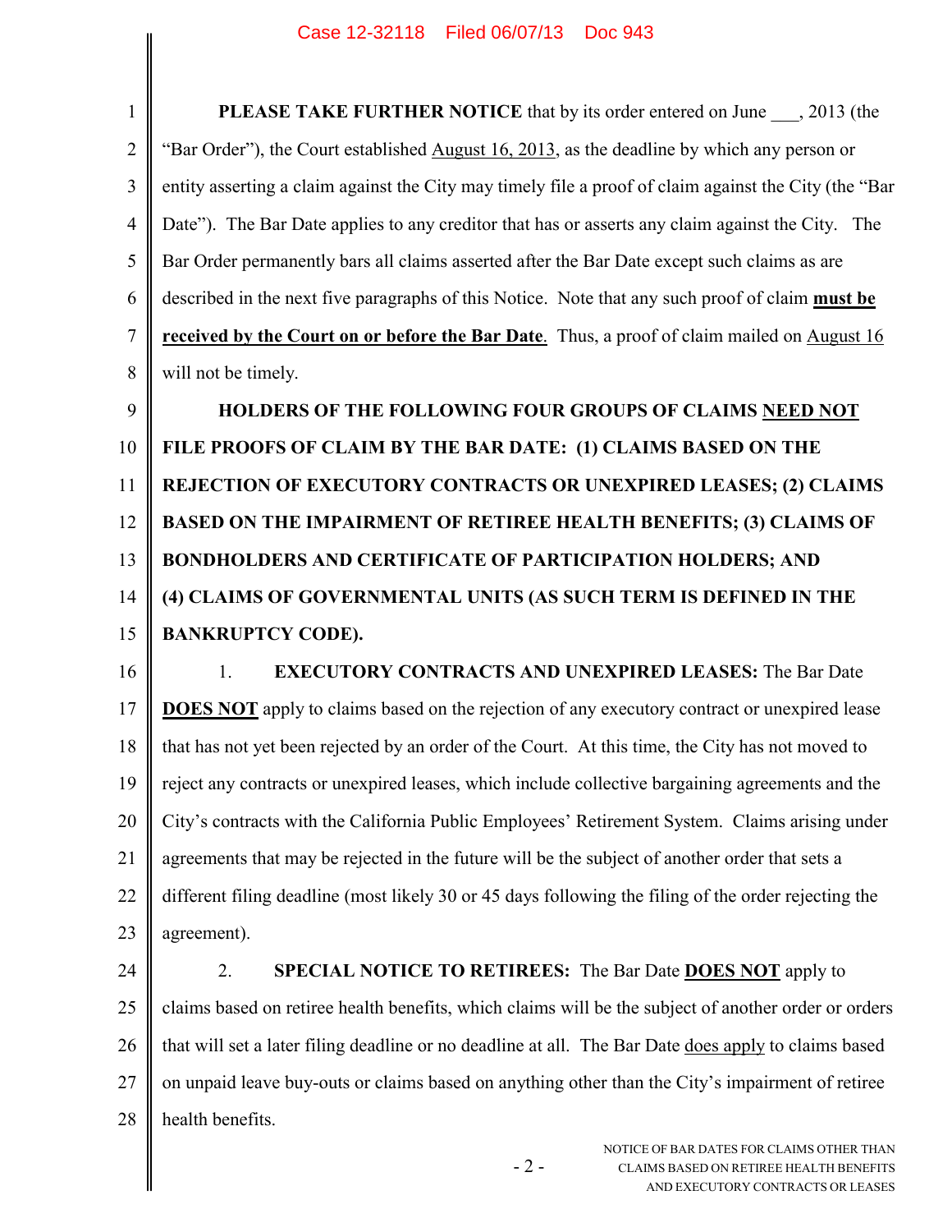**PLEASE TAKE FURTHER NOTICE** that by its order entered on June ___, 2013 (the "Bar Order"), the Court established August 16, 2013, as the deadline by which any person or entity asserting a claim against the City may timely file a proof of claim against the City (the "Bar Date"). The Bar Date applies to any creditor that has or asserts any claim against the City. The Bar Order permanently bars all claims asserted after the Bar Date except such claims as are described in the next five paragraphs of this Notice. Note that any such proof of claim **must be received by the Court on or before the Bar Date**. Thus, a proof of claim mailed on August 16 will not be timely.

**HOLDERS OF THE FOLLOWING FOUR GROUPS OF CLAIMS NEED NOT FILE PROOFS OF CLAIM BY THE BAR DATE: (1) CLAIMS BASED ON THE REJECTION OF EXECUTORY CONTRACTS OR UNEXPIRED LEASES; (2) CLAIMS BASED ON THE IMPAIRMENT OF RETIREE HEALTH BENEFITS; (3) CLAIMS OF BONDHOLDERS AND CERTIFICATE OF PARTICIPATION HOLDERS; AND (4) CLAIMS OF GOVERNMENTAL UNITS (AS SUCH TERM IS DEFINED IN THE BANKRUPTCY CODE).**

1. **EXECUTORY CONTRACTS AND UNEXPIRED LEASES:** The Bar Date **DOES NOT** apply to claims based on the rejection of any executory contract or unexpired lease that has not yet been rejected by an order of the Court. At this time, the City has not moved to reject any contracts or unexpired leases, which include collective bargaining agreements and the City's contracts with the California Public Employees' Retirement System. Claims arising under agreements that may be rejected in the future will be the subject of another order that sets a different filing deadline (most likely 30 or 45 days following the filing of the order rejecting the agreement).

2. **SPECIAL NOTICE TO RETIREES:** The Bar Date **DOES NOT** apply to claims based on retiree health benefits, which claims will be the subject of another order or orders that will set a later filing deadline or no deadline at all. The Bar Date does apply to claims based on unpaid leave buy-outs or claims based on anything other than the City's impairment of retiree health benefits.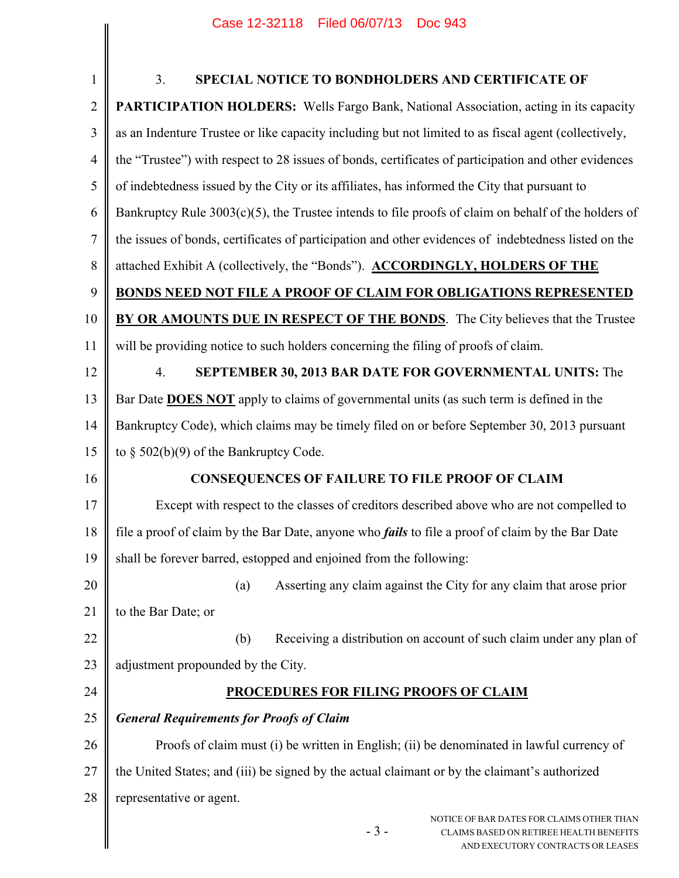3. **SPECIAL NOTICE TO BONDHOLDERS AND CERTIFICATE OF PARTICIPATION HOLDERS:** Wells Fargo Bank, National Association, acting in its capacity as an Indenture Trustee or like capacity including but not limited to as fiscal agent (collectively, the "Trustee") with respect to 28 issues of bonds, certificates of participation and other evidences of indebtedness issued by the City or its affiliates, has informed the City that pursuant to Bankruptcy Rule 3003(c)(5), the Trustee intends to file proofs of claim on behalf of the holders of the issues of bonds, certificates of participation and other evidences of indebtedness listed on the attached Exhibit A (collectively, the "Bonds"). **ACCORDINGLY, HOLDERS OF THE BONDS NEED NOT FILE A PROOF OF CLAIM FOR OBLIGATIONS REPRESENTED BY OR AMOUNTS DUE IN RESPECT OF THE BONDS**. The City believes that the Trustee will be providing notice to such holders concerning the filing of proofs of claim.

4. **SEPTEMBER 30, 2013 BAR DATE FOR GOVERNMENTAL UNITS:** The Bar Date **DOES NOT** apply to claims of governmental units (as such term is defined in the Bankruptcy Code), which claims may be timely filed on or before September 30, 2013 pursuant to § 502(b)(9) of the Bankruptcy Code.

## CONSEQUENCES OF FAILURE TO FILE PROOF OF CLAIM

Except with respect to the classes of creditors described above who are not compelled to file a proof of claim by the Bar Date, anyone who ***fails*** to file a proof of claim by the Bar Date shall be forever barred, estopped and enjoined from the following:

(a) Asserting any claim against the City for any claim that arose prior to the Bar Date; or

(b) Receiving a distribution on account of such claim under any plan of adjustment propounded by the City.

## PROCEDURES FOR FILING PROOFS OF CLAIM

***General Requirements for Proofs of Claim***

Proofs of claim must (i) be written in English; (ii) be denominated in lawful currency of the United States; and (iii) be signed by the actual claimant or by the claimant's authorized representative or agent.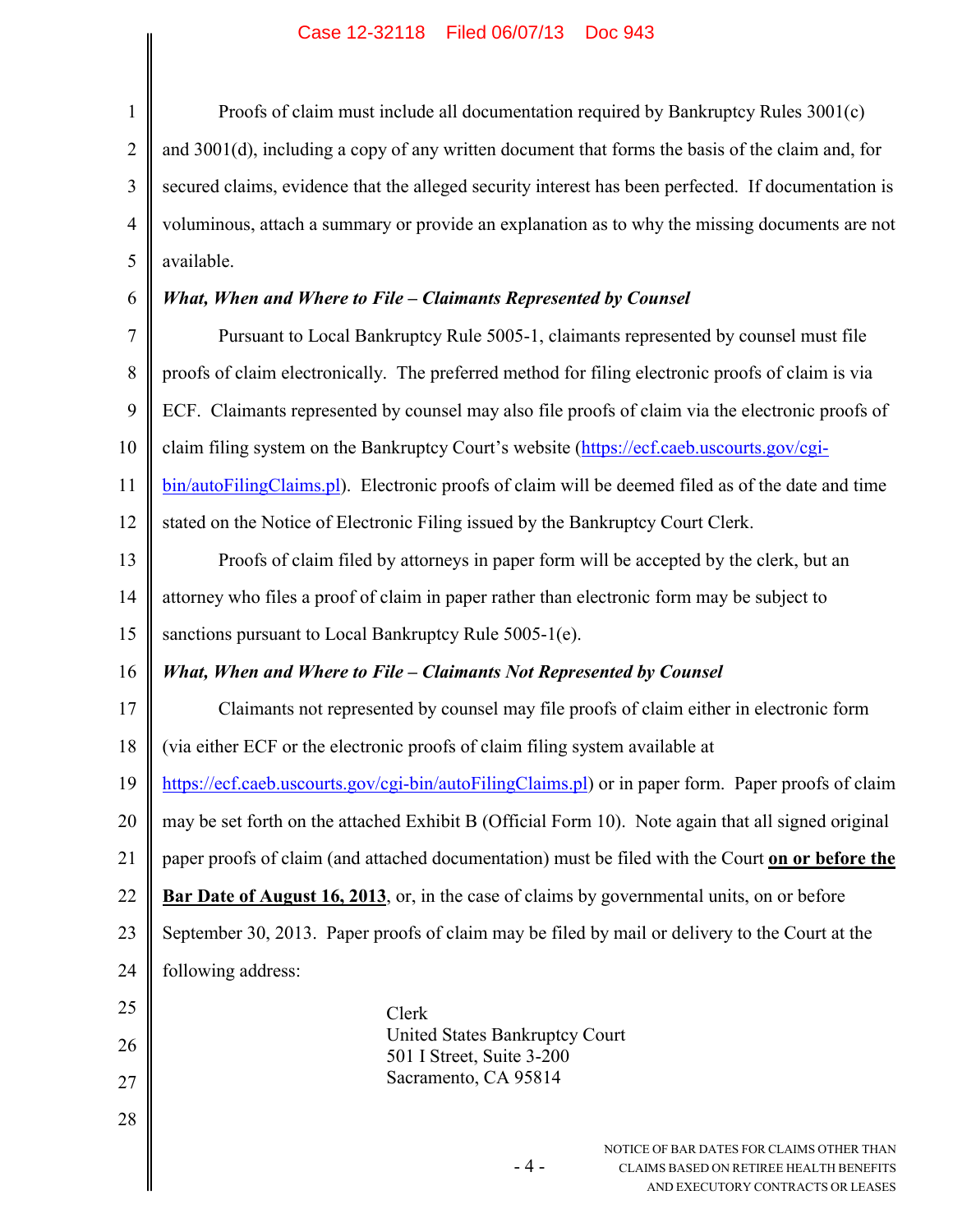Proofs of claim must include all documentation required by Bankruptcy Rules 3001(c) and 3001(d), including a copy of any written document that forms the basis of the claim and, for secured claims, evidence that the alleged security interest has been perfected. If documentation is voluminous, attach a summary or provide an explanation as to why the missing documents are not available.

***What, When and Where to File – Claimants Represented by Counsel***

Pursuant to Local Bankruptcy Rule 5005-1, claimants represented by counsel must file proofs of claim electronically. The preferred method for filing electronic proofs of claim is via ECF. Claimants represented by counsel may also file proofs of claim via the electronic proofs of claim filing system on the Bankruptcy Court's website (https://ecf.caeb.uscourts.gov/cgi-bin/autoFilingClaims.pl). Electronic proofs of claim will be deemed filed as of the date and time stated on the Notice of Electronic Filing issued by the Bankruptcy Court Clerk.

Proofs of claim filed by attorneys in paper form will be accepted by the clerk, but an attorney who files a proof of claim in paper rather than electronic form may be subject to sanctions pursuant to Local Bankruptcy Rule 5005-1(e).

***What, When and Where to File – Claimants Not Represented by Counsel***

Claimants not represented by counsel may file proofs of claim either in electronic form (via either ECF or the electronic proofs of claim filing system available at https://ecf.caeb.uscourts.gov/cgi-bin/autoFilingClaims.pl) or in paper form. Paper proofs of claim may be set forth on the attached Exhibit B (Official Form 10). Note again that all signed original paper proofs of claim (and attached documentation) must be filed with the Court **on or before the Bar Date of August 16, 2013**, or, in the case of claims by governmental units, on or before September 30, 2013. Paper proofs of claim may be filed by mail or delivery to the Court at the following address:

Clerk
United States Bankruptcy Court
501 I Street, Suite 3-200
Sacramento, CA 95814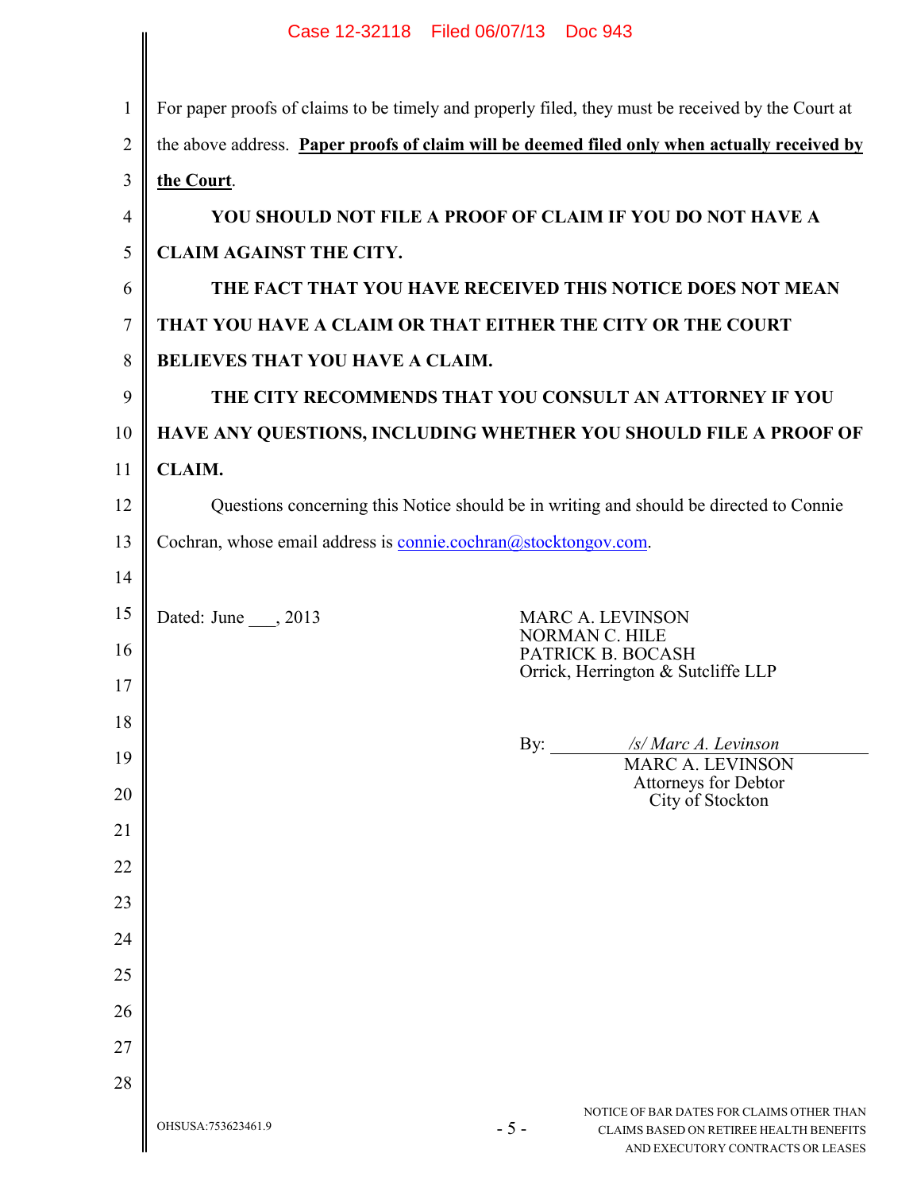For paper proofs of claims to be timely and properly filed, they must be received by the Court at the above address. **Paper proofs of claim will be deemed filed only when actually received by the Court**.

**YOU SHOULD NOT FILE A PROOF OF CLAIM IF YOU DO NOT HAVE A CLAIM AGAINST THE CITY.**

**THE FACT THAT YOU HAVE RECEIVED THIS NOTICE DOES NOT MEAN THAT YOU HAVE A CLAIM OR THAT EITHER THE CITY OR THE COURT BELIEVES THAT YOU HAVE A CLAIM.**

**THE CITY RECOMMENDS THAT YOU CONSULT AN ATTORNEY IF YOU HAVE ANY QUESTIONS, INCLUDING WHETHER YOU SHOULD FILE A PROOF OF CLAIM.**

Questions concerning this Notice should be in writing and should be directed to Connie Cochran, whose email address is connie.cochran@stocktongov.com.

Dated: June ___, 2013

MARC A. LEVINSON
NORMAN C. HILE
PATRICK B. BOCASH
Orrick, Herrington & Sutcliffe LLP

By: */s/ Marc A. Levinson*
MARC A. LEVINSON
Attorneys for Debtor
City of Stockton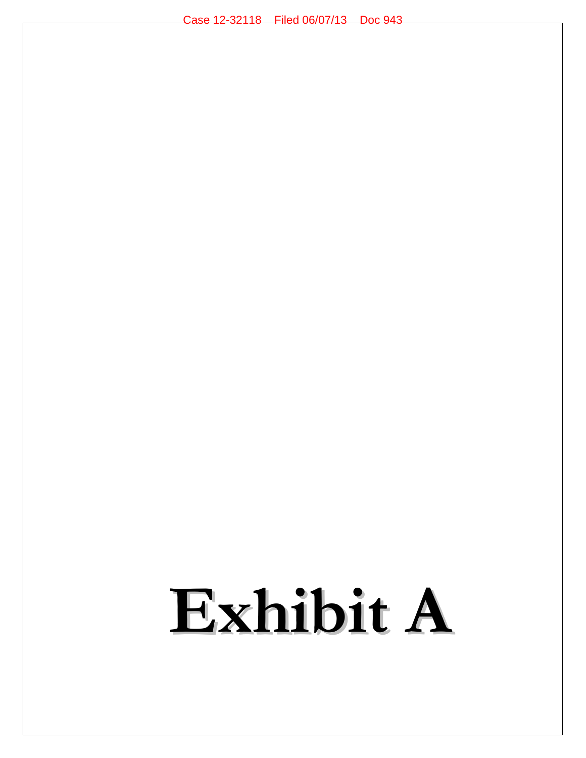# Exhibit A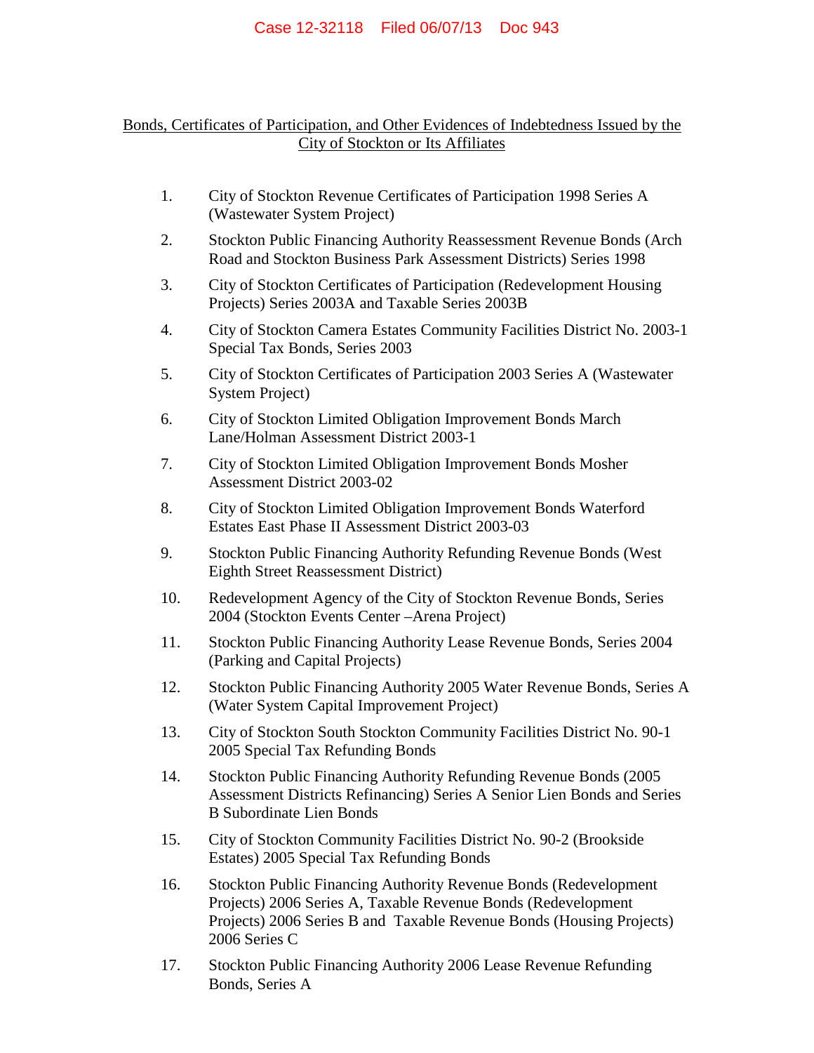Bonds, Certificates of Participation, and Other Evidences of Indebtedness Issued by the City of Stockton or Its Affiliates

1. City of Stockton Revenue Certificates of Participation 1998 Series A (Wastewater System Project)
2. Stockton Public Financing Authority Reassessment Revenue Bonds (Arch Road and Stockton Business Park Assessment Districts) Series 1998
3. City of Stockton Certificates of Participation (Redevelopment Housing Projects) Series 2003A and Taxable Series 2003B
4. City of Stockton Camera Estates Community Facilities District No. 2003-1 Special Tax Bonds, Series 2003
5. City of Stockton Certificates of Participation 2003 Series A (Wastewater System Project)
6. City of Stockton Limited Obligation Improvement Bonds March Lane/Holman Assessment District 2003-1
7. City of Stockton Limited Obligation Improvement Bonds Mosher Assessment District 2003-02
8. City of Stockton Limited Obligation Improvement Bonds Waterford Estates East Phase II Assessment District 2003-03
9. Stockton Public Financing Authority Refunding Revenue Bonds (West Eighth Street Reassessment District)
10. Redevelopment Agency of the City of Stockton Revenue Bonds, Series 2004 (Stockton Events Center –Arena Project)
11. Stockton Public Financing Authority Lease Revenue Bonds, Series 2004 (Parking and Capital Projects)
12. Stockton Public Financing Authority 2005 Water Revenue Bonds, Series A (Water System Capital Improvement Project)
13. City of Stockton South Stockton Community Facilities District No. 90-1 2005 Special Tax Refunding Bonds
14. Stockton Public Financing Authority Refunding Revenue Bonds (2005 Assessment Districts Refinancing) Series A Senior Lien Bonds and Series B Subordinate Lien Bonds
15. City of Stockton Community Facilities District No. 90-2 (Brookside Estates) 2005 Special Tax Refunding Bonds
16. Stockton Public Financing Authority Revenue Bonds (Redevelopment Projects) 2006 Series A, Taxable Revenue Bonds (Redevelopment Projects) 2006 Series B and Taxable Revenue Bonds (Housing Projects) 2006 Series C
17. Stockton Public Financing Authority 2006 Lease Revenue Refunding Bonds, Series A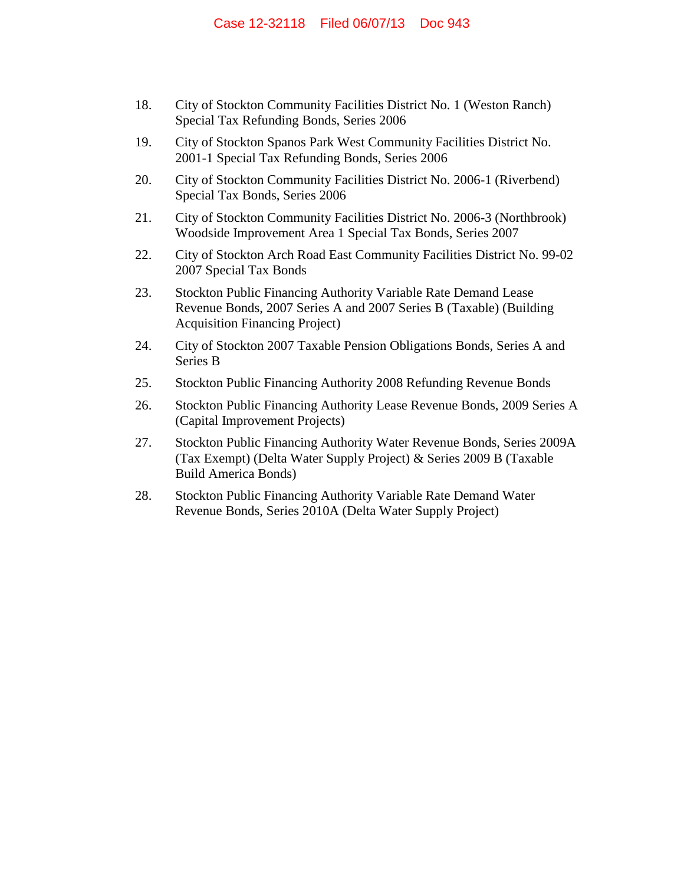18. City of Stockton Community Facilities District No. 1 (Weston Ranch) Special Tax Refunding Bonds, Series 2006
19. City of Stockton Spanos Park West Community Facilities District No. 2001-1 Special Tax Refunding Bonds, Series 2006
20. City of Stockton Community Facilities District No. 2006-1 (Riverbend) Special Tax Bonds, Series 2006
21. City of Stockton Community Facilities District No. 2006-3 (Northbrook) Woodside Improvement Area 1 Special Tax Bonds, Series 2007
22. City of Stockton Arch Road East Community Facilities District No. 99-02 2007 Special Tax Bonds
23. Stockton Public Financing Authority Variable Rate Demand Lease Revenue Bonds, 2007 Series A and 2007 Series B (Taxable) (Building Acquisition Financing Project)
24. City of Stockton 2007 Taxable Pension Obligations Bonds, Series A and Series B
25. Stockton Public Financing Authority 2008 Refunding Revenue Bonds
26. Stockton Public Financing Authority Lease Revenue Bonds, 2009 Series A (Capital Improvement Projects)
27. Stockton Public Financing Authority Water Revenue Bonds, Series 2009A (Tax Exempt) (Delta Water Supply Project) & Series 2009 B (Taxable Build America Bonds)
28. Stockton Public Financing Authority Variable Rate Demand Water Revenue Bonds, Series 2010A (Delta Water Supply Project)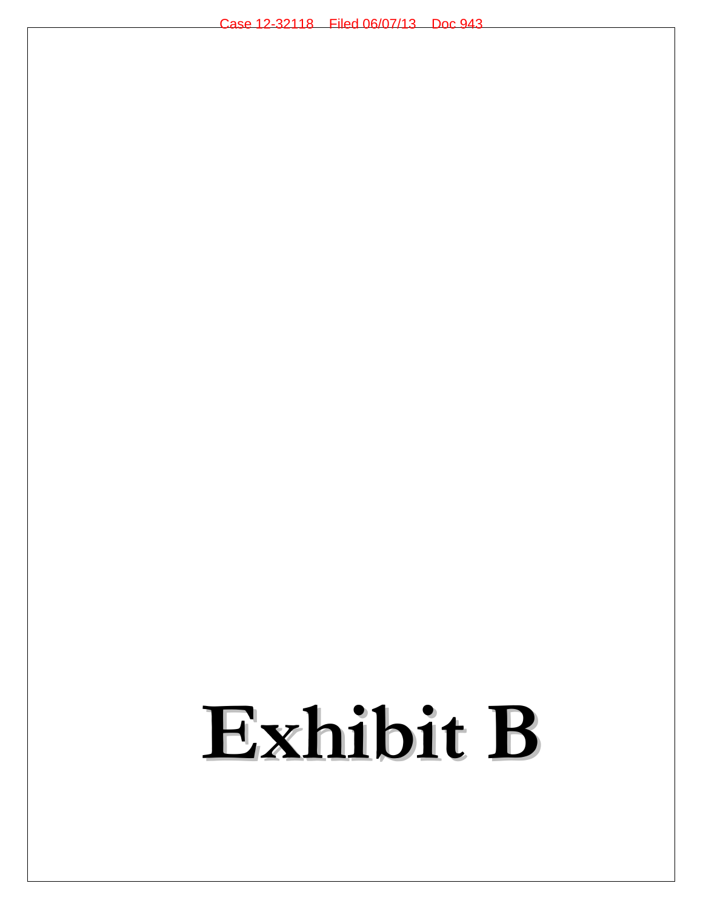# Exhibit B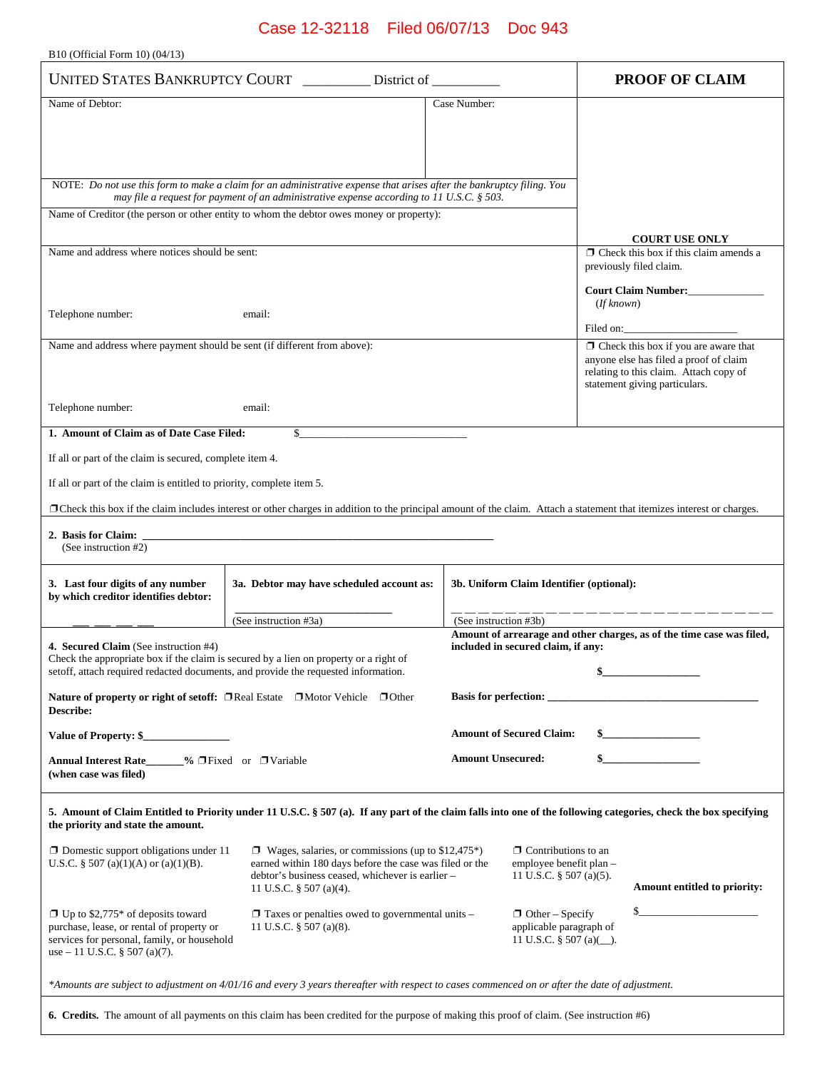Case 12-32118 Filed 06/07/13 Doc 943

B10 (Official Form 10) (04/13)

| UNITED STATES BANKRUPTCY COURT ________ District of ________ | | **PROOF OF CLAIM** |
|---|---|---|
| Name of Debtor: | Case Number: | |
| NOTE: *Do not use this form to make a claim for an administrative expense that arises after the bankruptcy filing. You may file a request for payment of an administrative expense according to 11 U.S.C. § 503.* | | |
| Name of Creditor (the person or other entity to whom the debtor owes money or property): | | **COURT USE ONLY** |
| Name and address where notices should be sent:<br><br>Telephone number: email: | | ❒ Check this box if this claim amends a previously filed claim.<br><br>**Court Claim Number:**____________ (*If known*)<br><br>Filed on:__________________ |
| Name and address where payment should be sent (if different from above):<br><br>Telephone number: email: | | ❒ Check this box if you are aware that anyone else has filed a proof of claim relating to this claim. Attach copy of statement giving particulars. |

**1. Amount of Claim as of Date Case Filed:** $____________________________

If all or part of the claim is secured, complete item 4.

If all or part of the claim is entitled to priority, complete item 5.

❒Check this box if the claim includes interest or other charges in addition to the principal amount of the claim. Attach a statement that itemizes interest or charges.

**2. Basis for Claim:** ____________________________________________________
(See instruction #2)

| **3. Last four digits of any number by which creditor identifies debtor:** | **3a. Debtor may have scheduled account as:** | **3b. Uniform Claim Identifier (optional):** |
|---|---|---|
| ___ ___ ___ ___ | ________________________<br>(See instruction #3a) | _ _ _ _ _ _ _ _ _ _ _ _ _ _ _ _ _ _ _ _ _ _ _ _ _ _ _ _ _ _ _ _ _ _ _ _ _ _<br>(See instruction #3b) |

**4. Secured Claim** (See instruction #4)
Check the appropriate box if the claim is secured by a lien on property or a right of setoff, attach required redacted documents, and provide the requested information.

**Nature of property or right of setoff:** ❒Real Estate ❒Motor Vehicle ❒Other
**Describe:**

**Value of Property: $**_______________

**Annual Interest Rate**_______% ❒Fixed or ❒Variable
**(when case was filed)**

**Amount of arrearage and other charges, as of the time case was filed, included in secured claim, if any:**
**$**_________________

**Basis for perfection:** ______________________________________

**Amount of Secured Claim:** **$**_________________

**Amount Unsecured:** **$**_________________

**5. Amount of Claim Entitled to Priority under 11 U.S.C. § 507 (a). If any part of the claim falls into one of the following categories, check the box specifying the priority and state the amount.**

❒ Domestic support obligations under 11 U.S.C. § 507 (a)(1)(A) or (a)(1)(B).

❒ Wages, salaries, or commissions (up to $12,475*) earned within 180 days before the case was filed or the debtor's business ceased, whichever is earlier – 11 U.S.C. § 507 (a)(4).

❒ Contributions to an employee benefit plan – 11 U.S.C. § 507 (a)(5).

❒ Up to $2,775* of deposits toward purchase, lease, or rental of property or services for personal, family, or household use – 11 U.S.C. § 507 (a)(7).

❒ Taxes or penalties owed to governmental units – 11 U.S.C. § 507 (a)(8).

❒ Other – Specify applicable paragraph of 11 U.S.C. § 507 (a)(__).

**Amount entitled to priority:**
$____________________

*\*Amounts are subject to adjustment on 4/01/16 and every 3 years thereafter with respect to cases commenced on or after the date of adjustment.*

**6. Credits.** The amount of all payments on this claim has been credited for the purpose of making this proof of claim. (See instruction #6)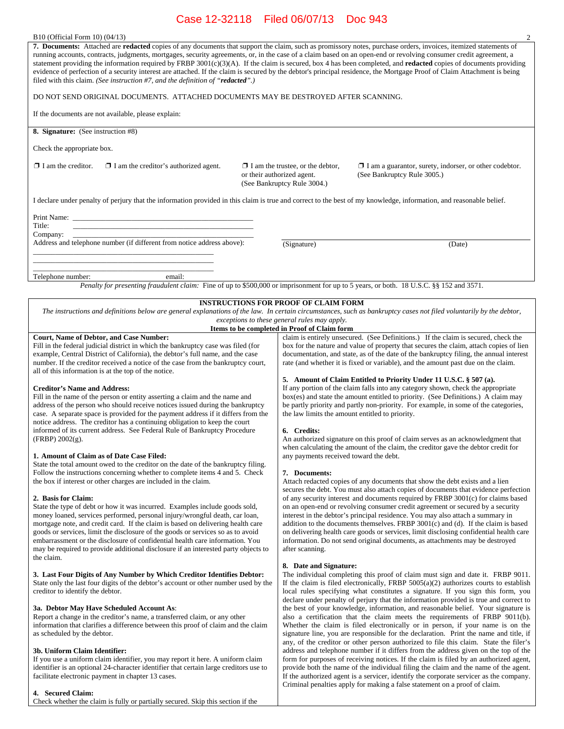Case 12-32118 Filed 06/07/13 Doc 943

B10 (Official Form 10) (04/13)

**7. Documents:** Attached are **redacted** copies of any documents that support the claim, such as promissory notes, purchase orders, invoices, itemized statements of running accounts, contracts, judgments, mortgages, security agreements, or, in the case of a claim based on an open-end or revolving consumer credit agreement, a statement providing the information required by FRBP 3001(c)(3)(A). If the claim is secured, box 4 has been completed, and **redacted** copies of documents providing evidence of perfection of a security interest are attached. If the claim is secured by the debtor's principal residence, the Mortgage Proof of Claim Attachment is being filed with this claim. *(See instruction #7, and the definition of "**redacted**".)*

DO NOT SEND ORIGINAL DOCUMENTS. ATTACHED DOCUMENTS MAY BE DESTROYED AFTER SCANNING.

If the documents are not available, please explain:

**8. Signature:** (See instruction #8)

Check the appropriate box.

❒ I am the creditor. ❒ I am the creditor's authorized agent. ❒ I am the trustee, or the debtor, or their authorized agent. (See Bankruptcy Rule 3004.) ❒ I am a guarantor, surety, indorser, or other codebtor. (See Bankruptcy Rule 3005.)

I declare under penalty of perjury that the information provided in this claim is true and correct to the best of my knowledge, information, and reasonable belief.

Print Name: ______________________________
Title: ______________________________
Company: ______________________________
Address and telephone number (if different from notice address above):
______________________________
______________________________
______________________________
Telephone number: email:

______________________________
(Signature) (Date)

*Penalty for presenting fraudulent claim:* Fine of up to $500,000 or imprisonment for up to 5 years, or both. 18 U.S.C. §§ 152 and 3571.

## INSTRUCTIONS FOR PROOF OF CLAIM FORM

*The instructions and definitions below are general explanations of the law. In certain circumstances, such as bankruptcy cases not filed voluntarily by the debtor, exceptions to these general rules may apply.*

### Items to be completed in Proof of Claim form

**Court, Name of Debtor, and Case Number:**
Fill in the federal judicial district in which the bankruptcy case was filed (for example, Central District of California), the debtor's full name, and the case number. If the creditor received a notice of the case from the bankruptcy court, all of this information is at the top of the notice.

**Creditor's Name and Address:**
Fill in the name of the person or entity asserting a claim and the name and address of the person who should receive notices issued during the bankruptcy case. A separate space is provided for the payment address if it differs from the notice address. The creditor has a continuing obligation to keep the court informed of its current address. See Federal Rule of Bankruptcy Procedure (FRBP) 2002(g).

**1. Amount of Claim as of Date Case Filed:**
State the total amount owed to the creditor on the date of the bankruptcy filing. Follow the instructions concerning whether to complete items 4 and 5. Check the box if interest or other charges are included in the claim.

**2. Basis for Claim:**
State the type of debt or how it was incurred. Examples include goods sold, money loaned, services performed, personal injury/wrongful death, car loan, mortgage note, and credit card. If the claim is based on delivering health care goods or services, limit the disclosure of the goods or services so as to avoid embarrassment or the disclosure of confidential health care information. You may be required to provide additional disclosure if an interested party objects to the claim.

**3. Last Four Digits of Any Number by Which Creditor Identifies Debtor:**
State only the last four digits of the debtor's account or other number used by the creditor to identify the debtor.

**3a. Debtor May Have Scheduled Account As**:
Report a change in the creditor's name, a transferred claim, or any other information that clarifies a difference between this proof of claim and the claim as scheduled by the debtor.

**3b. Uniform Claim Identifier:**
If you use a uniform claim identifier, you may report it here. A uniform claim identifier is an optional 24-character identifier that certain large creditors use to facilitate electronic payment in chapter 13 cases.

**4. Secured Claim:**
Check whether the claim is fully or partially secured. Skip this section if the claim is entirely unsecured. (See Definitions.) If the claim is secured, check the box for the nature and value of property that secures the claim, attach copies of lien documentation, and state, as of the date of the bankruptcy filing, the annual interest rate (and whether it is fixed or variable), and the amount past due on the claim.

**5. Amount of Claim Entitled to Priority Under 11 U.S.C. § 507 (a).**
If any portion of the claim falls into any category shown, check the appropriate box(es) and state the amount entitled to priority. (See Definitions.) A claim may be partly priority and partly non-priority. For example, in some of the categories, the law limits the amount entitled to priority.

**6. Credits:**
An authorized signature on this proof of claim serves as an acknowledgment that when calculating the amount of the claim, the creditor gave the debtor credit for any payments received toward the debt.

**7. Documents:**
Attach redacted copies of any documents that show the debt exists and a lien secures the debt. You must also attach copies of documents that evidence perfection of any security interest and documents required by FRBP 3001(c) for claims based on an open-end or revolving consumer credit agreement or secured by a security interest in the debtor's principal residence. You may also attach a summary in addition to the documents themselves. FRBP 3001(c) and (d). If the claim is based on delivering health care goods or services, limit disclosing confidential health care information. Do not send original documents, as attachments may be destroyed after scanning.

**8. Date and Signature:**
The individual completing this proof of claim must sign and date it. FRBP 9011. If the claim is filed electronically, FRBP 5005(a)(2) authorizes courts to establish local rules specifying what constitutes a signature. If you sign this form, you declare under penalty of perjury that the information provided is true and correct to the best of your knowledge, information, and reasonable belief. Your signature is also a certification that the claim meets the requirements of FRBP 9011(b). Whether the claim is filed electronically or in person, if your name is on the signature line, you are responsible for the declaration. Print the name and title, if any, of the creditor or other person authorized to file this claim. State the filer's address and telephone number if it differs from the address given on the top of the form for purposes of receiving notices. If the claim is filed by an authorized agent, provide both the name of the individual filing the claim and the name of the agent. If the authorized agent is a servicer, identify the corporate servicer as the company. Criminal penalties apply for making a false statement on a proof of claim.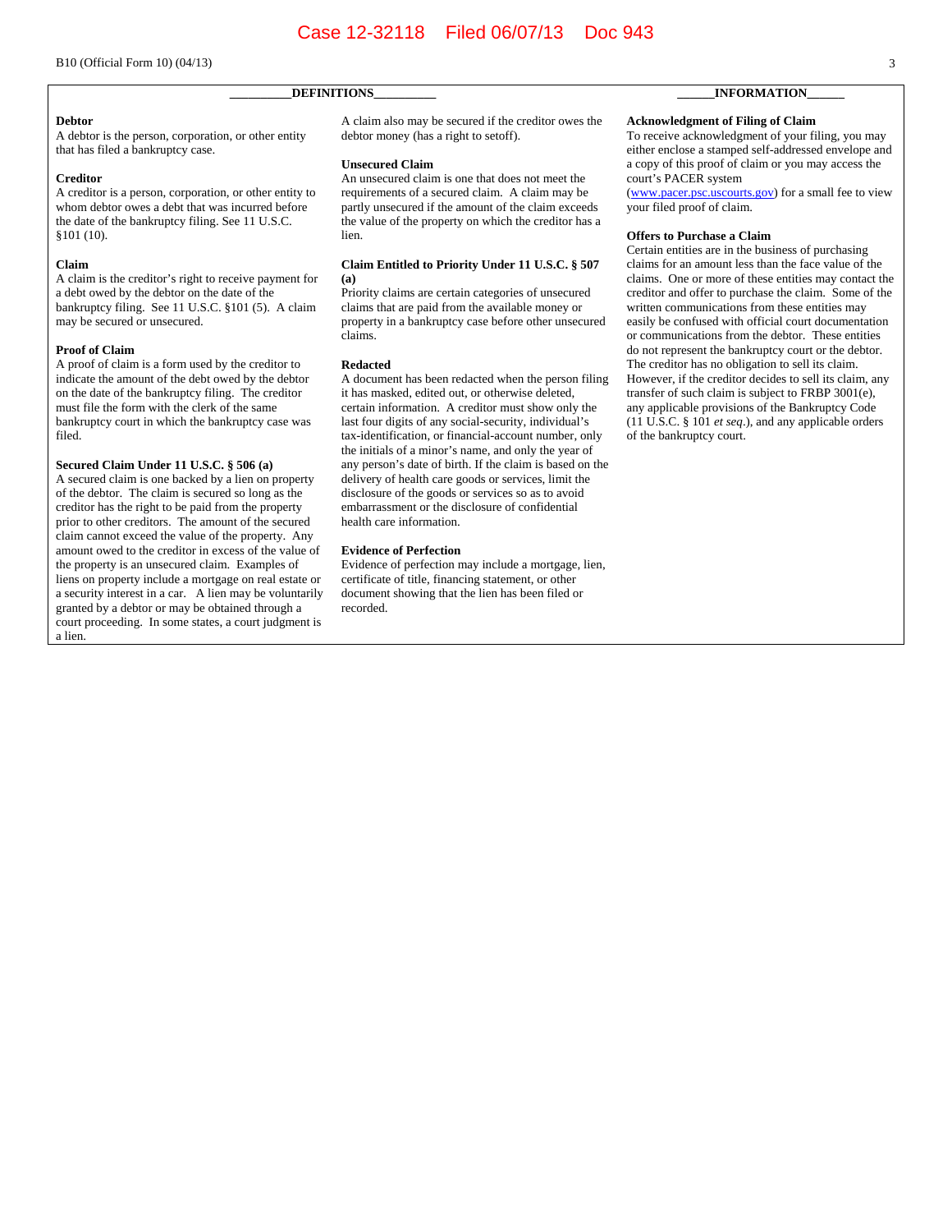## DEFINITIONS

**Debtor**
A debtor is the person, corporation, or other entity that has filed a bankruptcy case.

**Creditor**
A creditor is a person, corporation, or other entity to whom debtor owes a debt that was incurred before the date of the bankruptcy filing. See 11 U.S.C. §101 (10).

**Claim**
A claim is the creditor's right to receive payment for a debt owed by the debtor on the date of the bankruptcy filing. See 11 U.S.C. §101 (5). A claim may be secured or unsecured.

**Proof of Claim**
A proof of claim is a form used by the creditor to indicate the amount of the debt owed by the debtor on the date of the bankruptcy filing. The creditor must file the form with the clerk of the same bankruptcy court in which the bankruptcy case was filed.

**Secured Claim Under 11 U.S.C. § 506 (a)**
A secured claim is one backed by a lien on property of the debtor. The claim is secured so long as the creditor has the right to be paid from the property prior to other creditors. The amount of the secured claim cannot exceed the value of the property. Any amount owed to the creditor in excess of the value of the property is an unsecured claim. Examples of liens on property include a mortgage on real estate or a security interest in a car. A lien may be voluntarily granted by a debtor or may be obtained through a court proceeding. In some states, a court judgment is a lien.

A claim also may be secured if the creditor owes the debtor money (has a right to setoff).

**Unsecured Claim**
An unsecured claim is one that does not meet the requirements of a secured claim. A claim may be partly unsecured if the amount of the claim exceeds the value of the property on which the creditor has a lien.

**Claim Entitled to Priority Under 11 U.S.C. § 507 (a)**
Priority claims are certain categories of unsecured claims that are paid from the available money or property in a bankruptcy case before other unsecured claims.

**Redacted**
A document has been redacted when the person filing it has masked, edited out, or otherwise deleted, certain information. A creditor must show only the last four digits of any social-security, individual's tax-identification, or financial-account number, only the initials of a minor's name, and only the year of any person's date of birth. If the claim is based on the delivery of health care goods or services, limit the disclosure of the goods or services so as to avoid embarrassment or the disclosure of confidential health care information.

**Evidence of Perfection**
Evidence of perfection may include a mortgage, lien, certificate of title, financing statement, or other document showing that the lien has been filed or recorded.

## INFORMATION

**Acknowledgment of Filing of Claim**
To receive acknowledgment of your filing, you may either enclose a stamped self-addressed envelope and a copy of this proof of claim or you may access the court's PACER system (www.pacer.psc.uscourts.gov) for a small fee to view your filed proof of claim.

**Offers to Purchase a Claim**
Certain entities are in the business of purchasing claims for an amount less than the face value of the claims. One or more of these entities may contact the creditor and offer to purchase the claim. Some of the written communications from these entities may easily be confused with official court documentation or communications from the debtor. These entities do not represent the bankruptcy court or the debtor. The creditor has no obligation to sell its claim. However, if the creditor decides to sell its claim, any transfer of such claim is subject to FRBP 3001(e), any applicable provisions of the Bankruptcy Code (11 U.S.C. § 101 *et seq*.), and any applicable orders of the bankruptcy court.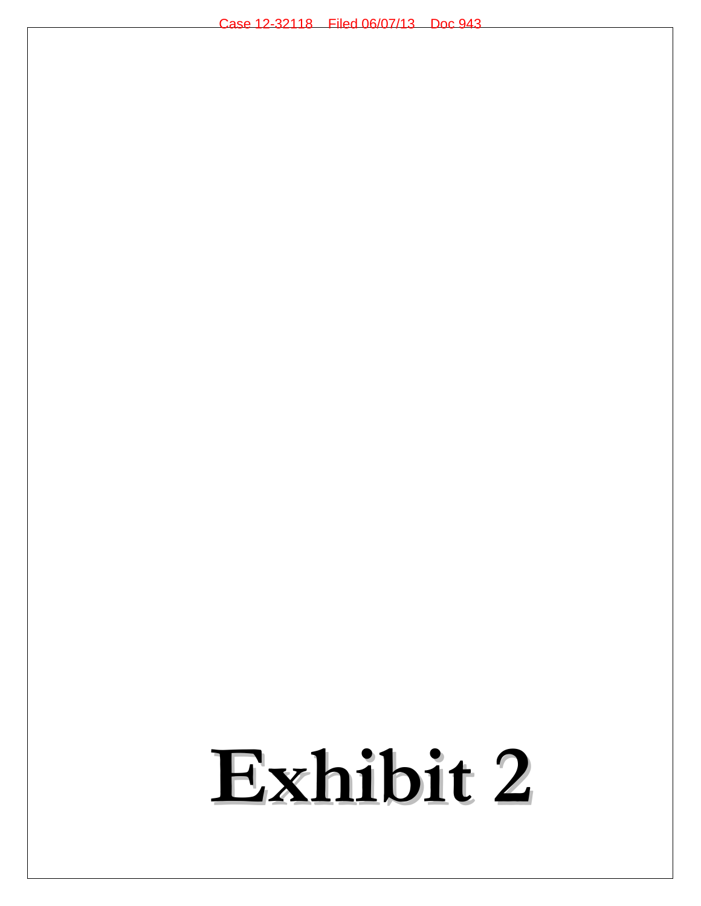# Exhibit 2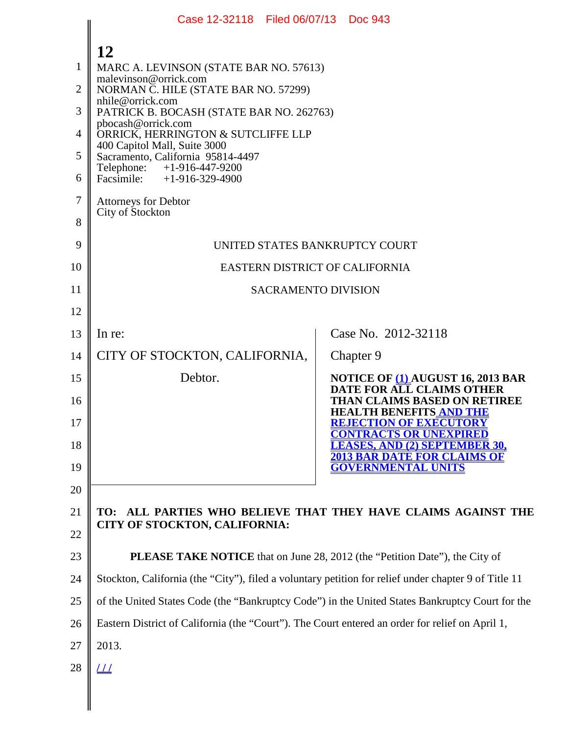**12**

MARC A. LEVINSON (STATE BAR NO. 57613)
malevinson@orrick.com
NORMAN C. HILE (STATE BAR NO. 57299)
nhile@orrick.com
PATRICK B. BOCASH (STATE BAR NO. 262763)
pbocash@orrick.com
ORRICK, HERRINGTON & SUTCLIFFE LLP
400 Capitol Mall, Suite 3000
Sacramento, California 95814-4497
Telephone: +1-916-447-9200
Facsimile: +1-916-329-4900

Attorneys for Debtor
City of Stockton

UNITED STATES BANKRUPTCY COURT

EASTERN DISTRICT OF CALIFORNIA

SACRAMENTO DIVISION

| | |
|---|---|
| In re:<br><br>CITY OF STOCKTON, CALIFORNIA,<br><br>Debtor. | Case No. 2012-32118<br><br>Chapter 9<br><br>**NOTICE OF (1) AUGUST 16, 2013 BAR DATE FOR ALL CLAIMS OTHER THAN CLAIMS BASED ON RETIREE HEALTH BENEFITS AND THE REJECTION OF EXECUTORY CONTRACTS OR UNEXPIRED LEASES, AND (2) SEPTEMBER 30, 2013 BAR DATE FOR CLAIMS OF GOVERNMENTAL UNITS** |

**TO: ALL PARTIES WHO BELIEVE THAT THEY HAVE CLAIMS AGAINST THE CITY OF STOCKTON, CALIFORNIA:**

**PLEASE TAKE NOTICE** that on June 28, 2012 (the "Petition Date"), the City of Stockton, California (the "City"), filed a voluntary petition for relief under chapter 9 of Title 11 of the United States Code (the "Bankruptcy Code") in the United States Bankruptcy Court for the Eastern District of California (the "Court"). The Court entered an order for relief on April 1, 2013.

/ / /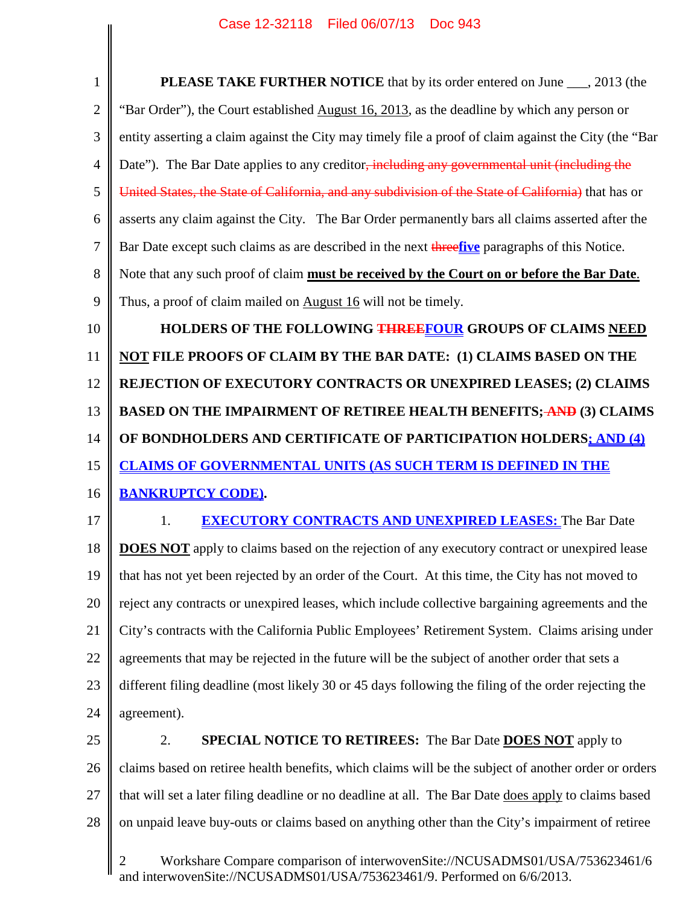**PLEASE TAKE FURTHER NOTICE** that by its order entered on June ___, 2013 (the "Bar Order"), the Court established August 16, 2013, as the deadline by which any person or entity asserting a claim against the City may timely file a proof of claim against the City (the "Bar Date"). The Bar Date applies to any creditor~~, including any governmental unit (including the United States, the State of California, and any subdivision of the State of California)~~ that has or asserts any claim against the City. The Bar Order permanently bars all claims asserted after the Bar Date except such claims as are described in the next ~~three~~**five** paragraphs of this Notice. Note that any such proof of claim **must be received by the Court on or before the Bar Date**. Thus, a proof of claim mailed on August 16 will not be timely.

**HOLDERS OF THE FOLLOWING ~~THREE~~FOUR GROUPS OF CLAIMS NEED NOT FILE PROOFS OF CLAIM BY THE BAR DATE: (1) CLAIMS BASED ON THE REJECTION OF EXECUTORY CONTRACTS OR UNEXPIRED LEASES; (2) CLAIMS BASED ON THE IMPAIRMENT OF RETIREE HEALTH BENEFITS; ~~AND~~ (3) CLAIMS OF BONDHOLDERS AND CERTIFICATE OF PARTICIPATION HOLDERS; AND (4) CLAIMS OF GOVERNMENTAL UNITS (AS SUCH TERM IS DEFINED IN THE BANKRUPTCY CODE).**

1. **EXECUTORY CONTRACTS AND UNEXPIRED LEASES:** The Bar Date **DOES NOT** apply to claims based on the rejection of any executory contract or unexpired lease that has not yet been rejected by an order of the Court. At this time, the City has not moved to reject any contracts or unexpired leases, which include collective bargaining agreements and the City's contracts with the California Public Employees' Retirement System. Claims arising under agreements that may be rejected in the future will be the subject of another order that sets a different filing deadline (most likely 30 or 45 days following the filing of the order rejecting the agreement).

2. **SPECIAL NOTICE TO RETIREES:** The Bar Date **DOES NOT** apply to claims based on retiree health benefits, which claims will be the subject of another order or orders that will set a later filing deadline or no deadline at all. The Bar Date does apply to claims based on unpaid leave buy-outs or claims based on anything other than the City's impairment of retiree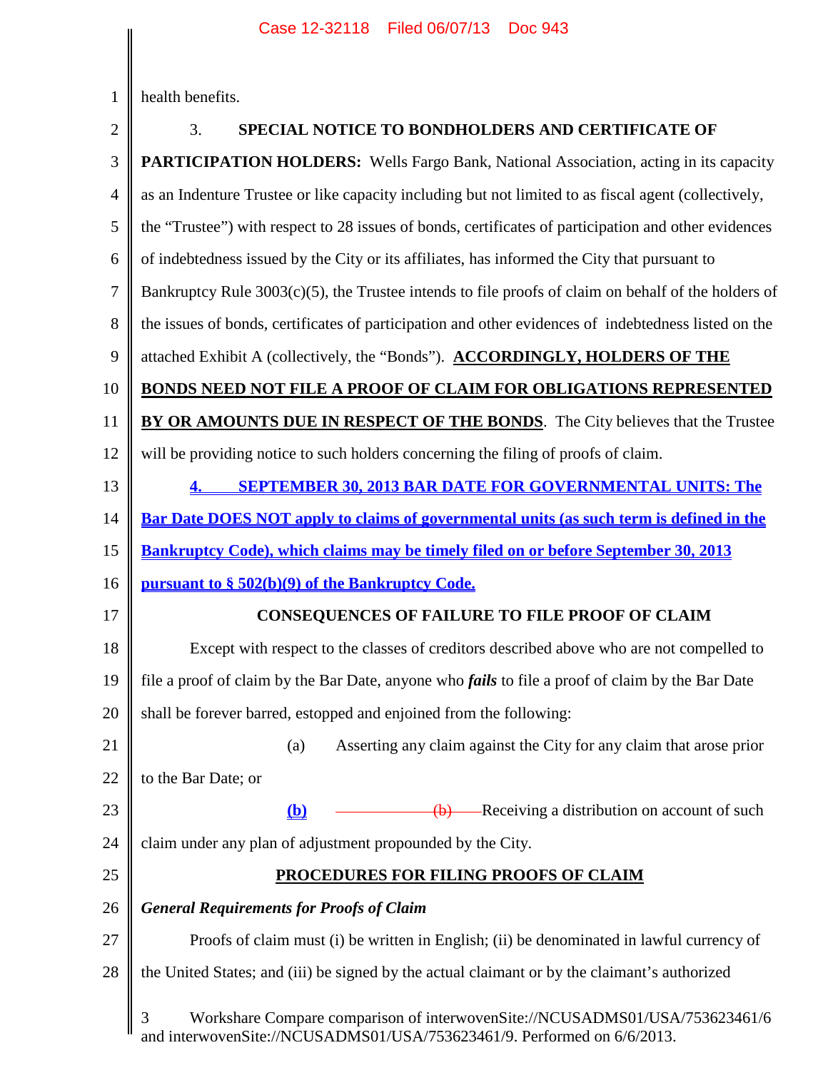health benefits.

3. **SPECIAL NOTICE TO BONDHOLDERS AND CERTIFICATE OF PARTICIPATION HOLDERS:** Wells Fargo Bank, National Association, acting in its capacity as an Indenture Trustee or like capacity including but not limited to as fiscal agent (collectively, the "Trustee") with respect to 28 issues of bonds, certificates of participation and other evidences of indebtedness issued by the City or its affiliates, has informed the City that pursuant to Bankruptcy Rule 3003(c)(5), the Trustee intends to file proofs of claim on behalf of the holders of the issues of bonds, certificates of participation and other evidences of indebtedness listed on the attached Exhibit A (collectively, the "Bonds"). **ACCORDINGLY, HOLDERS OF THE BONDS NEED NOT FILE A PROOF OF CLAIM FOR OBLIGATIONS REPRESENTED BY OR AMOUNTS DUE IN RESPECT OF THE BONDS**. The City believes that the Trustee will be providing notice to such holders concerning the filing of proofs of claim.

**4. SEPTEMBER 30, 2013 BAR DATE FOR GOVERNMENTAL UNITS: The Bar Date DOES NOT apply to claims of governmental units (as such term is defined in the Bankruptcy Code), which claims may be timely filed on or before September 30, 2013 pursuant to § 502(b)(9) of the Bankruptcy Code.**

**CONSEQUENCES OF FAILURE TO FILE PROOF OF CLAIM**

Except with respect to the classes of creditors described above who are not compelled to file a proof of claim by the Bar Date, anyone who ***fails*** to file a proof of claim by the Bar Date shall be forever barred, estopped and enjoined from the following:

(a) Asserting any claim against the City for any claim that arose prior to the Bar Date; or

**(b)** ~~(b)~~ Receiving a distribution on account of such claim under any plan of adjustment propounded by the City.

**PROCEDURES FOR FILING PROOFS OF CLAIM**

***General Requirements for Proofs of Claim***

Proofs of claim must (i) be written in English; (ii) be denominated in lawful currency of the United States; and (iii) be signed by the actual claimant or by the claimant's authorized

Workshare Compare comparison of interwovenSite://NCUSADMS01/USA/753623461/6 and interwovenSite://NCUSADMS01/USA/753623461/9. Performed on 6/6/2013.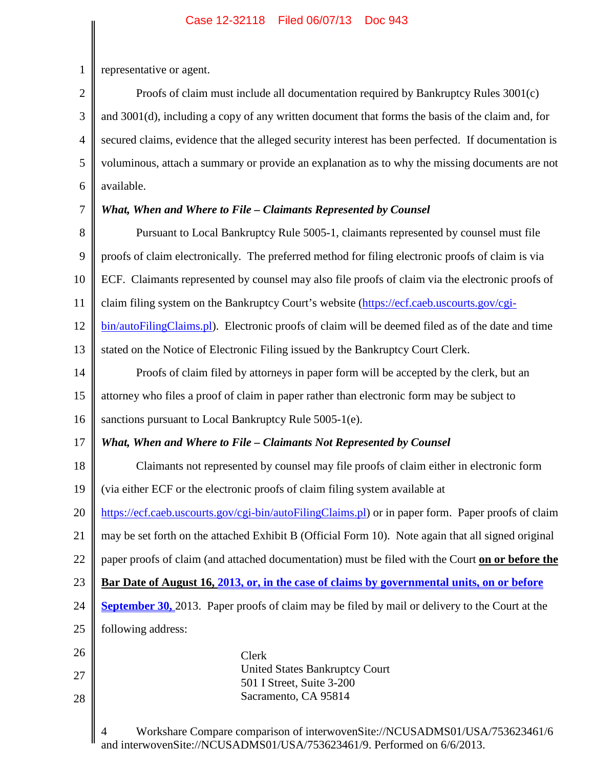representative or agent.

Proofs of claim must include all documentation required by Bankruptcy Rules 3001(c) and 3001(d), including a copy of any written document that forms the basis of the claim and, for secured claims, evidence that the alleged security interest has been perfected. If documentation is voluminous, attach a summary or provide an explanation as to why the missing documents are not available.

***What, When and Where to File – Claimants Represented by Counsel***

Pursuant to Local Bankruptcy Rule 5005-1, claimants represented by counsel must file proofs of claim electronically. The preferred method for filing electronic proofs of claim is via ECF. Claimants represented by counsel may also file proofs of claim via the electronic proofs of claim filing system on the Bankruptcy Court's website (https://ecf.caeb.uscourts.gov/cgi-bin/autoFilingClaims.pl). Electronic proofs of claim will be deemed filed as of the date and time stated on the Notice of Electronic Filing issued by the Bankruptcy Court Clerk.

Proofs of claim filed by attorneys in paper form will be accepted by the clerk, but an attorney who files a proof of claim in paper rather than electronic form may be subject to sanctions pursuant to Local Bankruptcy Rule 5005-1(e).

***What, When and Where to File – Claimants Not Represented by Counsel***

Claimants not represented by counsel may file proofs of claim either in electronic form (via either ECF or the electronic proofs of claim filing system available at https://ecf.caeb.uscourts.gov/cgi-bin/autoFilingClaims.pl) or in paper form. Paper proofs of claim may be set forth on the attached Exhibit B (Official Form 10). Note again that all signed original paper proofs of claim (and attached documentation) must be filed with the Court **on or before the Bar Date of August 16, 2013, or, in the case of claims by governmental units, on or before September 30,** 2013. Paper proofs of claim may be filed by mail or delivery to the Court at the following address:

Clerk
United States Bankruptcy Court
501 I Street, Suite 3-200
Sacramento, CA 95814

Workshare Compare comparison of interwovenSite://NCUSADMS01/USA/753623461/6 and interwovenSite://NCUSADMS01/USA/753623461/9. Performed on 6/6/2013.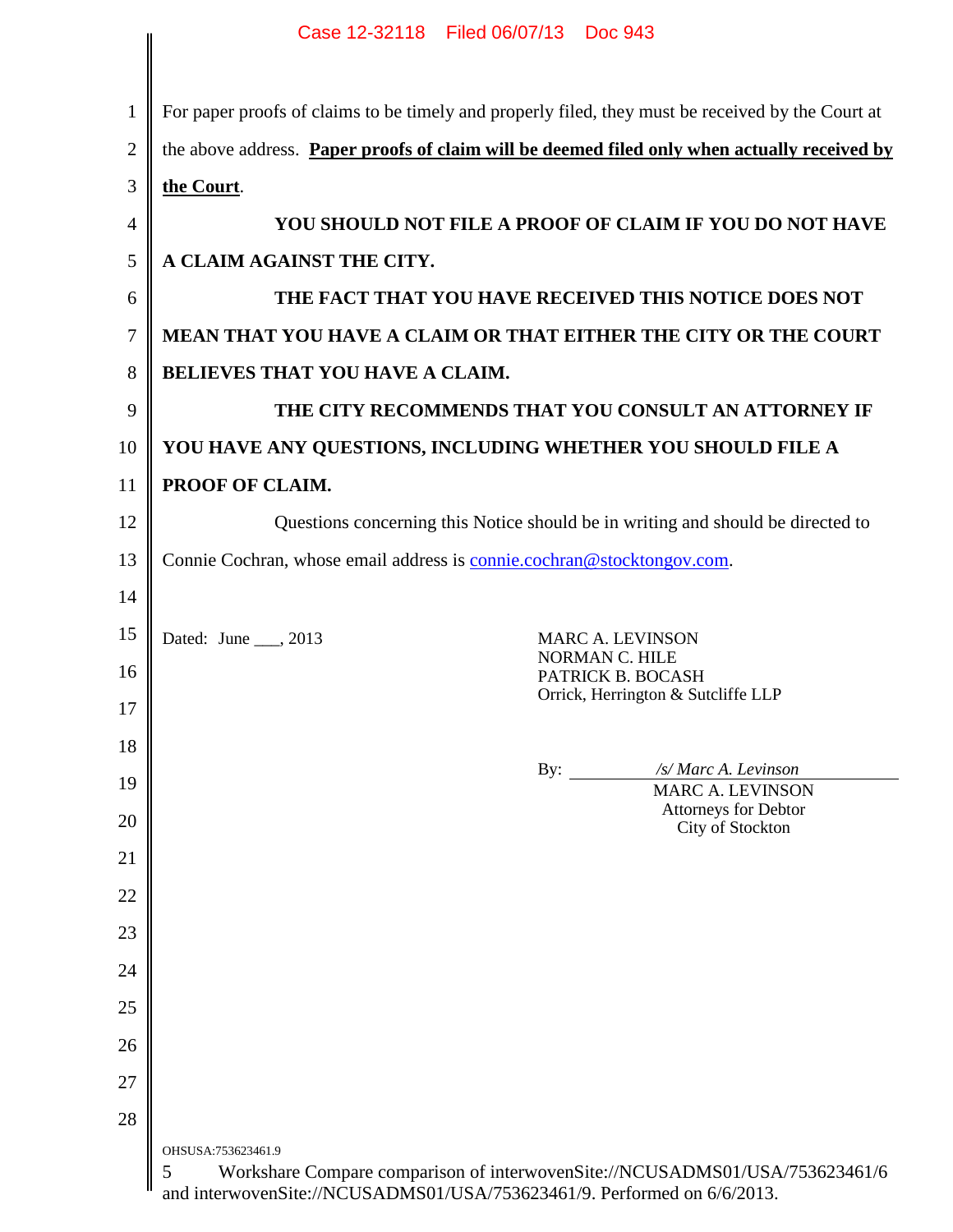For paper proofs of claims to be timely and properly filed, they must be received by the Court at the above address. **Paper proofs of claim will be deemed filed only when actually received by the Court**.

**YOU SHOULD NOT FILE A PROOF OF CLAIM IF YOU DO NOT HAVE A CLAIM AGAINST THE CITY.**

**THE FACT THAT YOU HAVE RECEIVED THIS NOTICE DOES NOT MEAN THAT YOU HAVE A CLAIM OR THAT EITHER THE CITY OR THE COURT BELIEVES THAT YOU HAVE A CLAIM.**

**THE CITY RECOMMENDS THAT YOU CONSULT AN ATTORNEY IF YOU HAVE ANY QUESTIONS, INCLUDING WHETHER YOU SHOULD FILE A PROOF OF CLAIM.**

Questions concerning this Notice should be in writing and should be directed to Connie Cochran, whose email address is connie.cochran@stocktongov.com.

Dated: June ___, 2013

MARC A. LEVINSON
NORMAN C. HILE
PATRICK B. BOCASH
Orrick, Herrington & Sutcliffe LLP

By: */s/ Marc A. Levinson*
MARC A. LEVINSON
Attorneys for Debtor
City of Stockton

OHSUSA:753623461.9

Workshare Compare comparison of interwovenSite://NCUSADMS01/USA/753623461/6 and interwovenSite://NCUSADMS01/USA/753623461/9. Performed on 6/6/2013.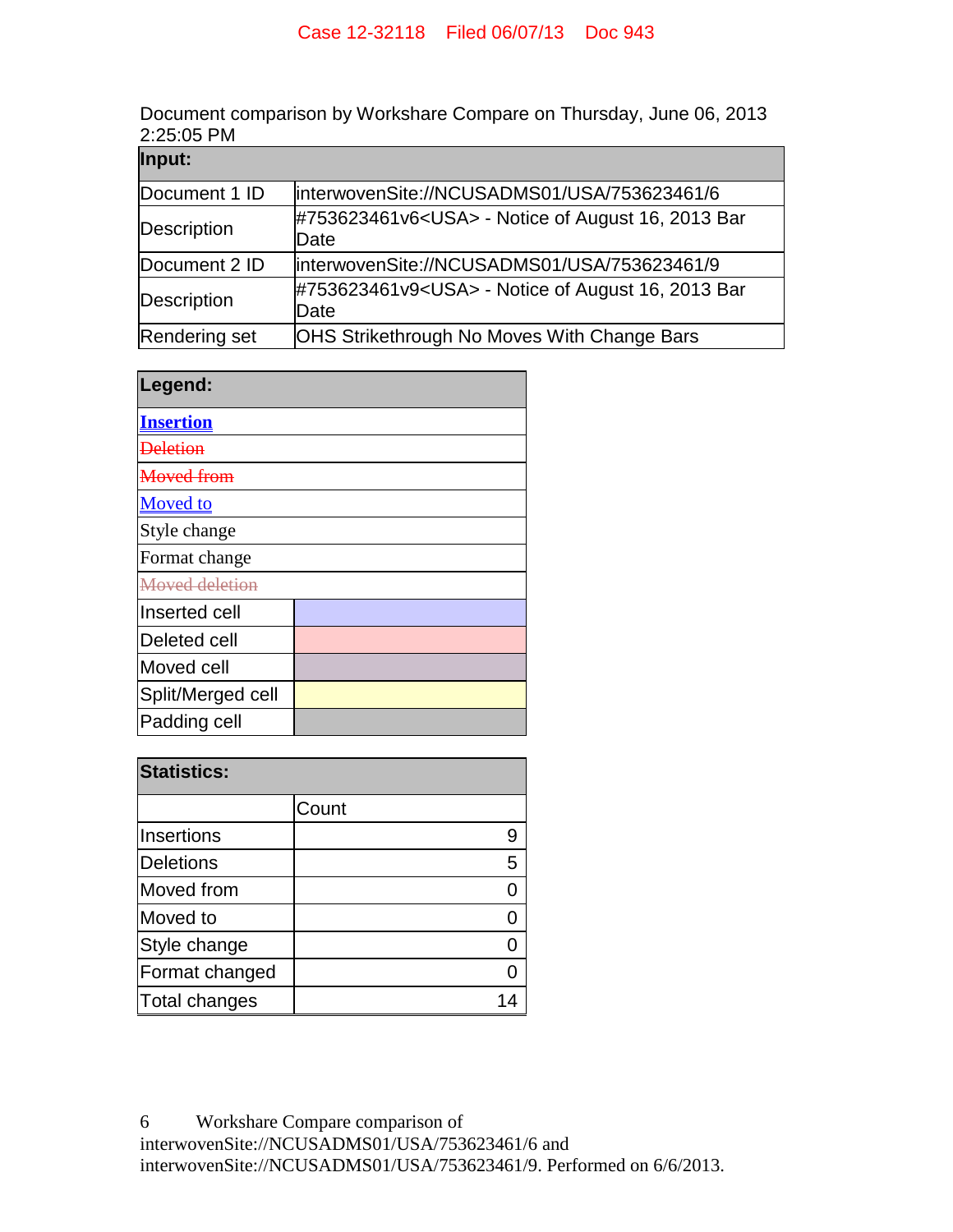Document comparison by Workshare Compare on Thursday, June 06, 2013 2:25:05 PM

| Input: | |
|---|---|
| Document 1 ID | interwovenSite://NCUSADMS01/USA/753623461/6 |
| Description | #753623461v6<USA> - Notice of August 16, 2013 Bar Date |
| Document 2 ID | interwovenSite://NCUSADMS01/USA/753623461/9 |
| Description | #753623461v9<USA> - Notice of August 16, 2013 Bar Date |
| Rendering set | OHS Strikethrough No Moves With Change Bars |

| Legend: | |
|---|---|
| Insertion | |
| ~~Deletion~~ | |
| ~~Moved from~~ | |
| Moved to | |
| Style change | |
| Format change | |
| ~~Moved deletion~~ | |
| Inserted cell | |
| Deleted cell | |
| Moved cell | |
| Split/Merged cell | |
| Padding cell | |

| Statistics: | |
|---|---|
| | Count |
| Insertions | 9 |
| Deletions | 5 |
| Moved from | 0 |
| Moved to | 0 |
| Style change | 0 |
| Format changed | 0 |
| Total changes | 14 |

6 Workshare Compare comparison of interwovenSite://NCUSADMS01/USA/753623461/6 and interwovenSite://NCUSADMS01/USA/753623461/9. Performed on 6/6/2013.